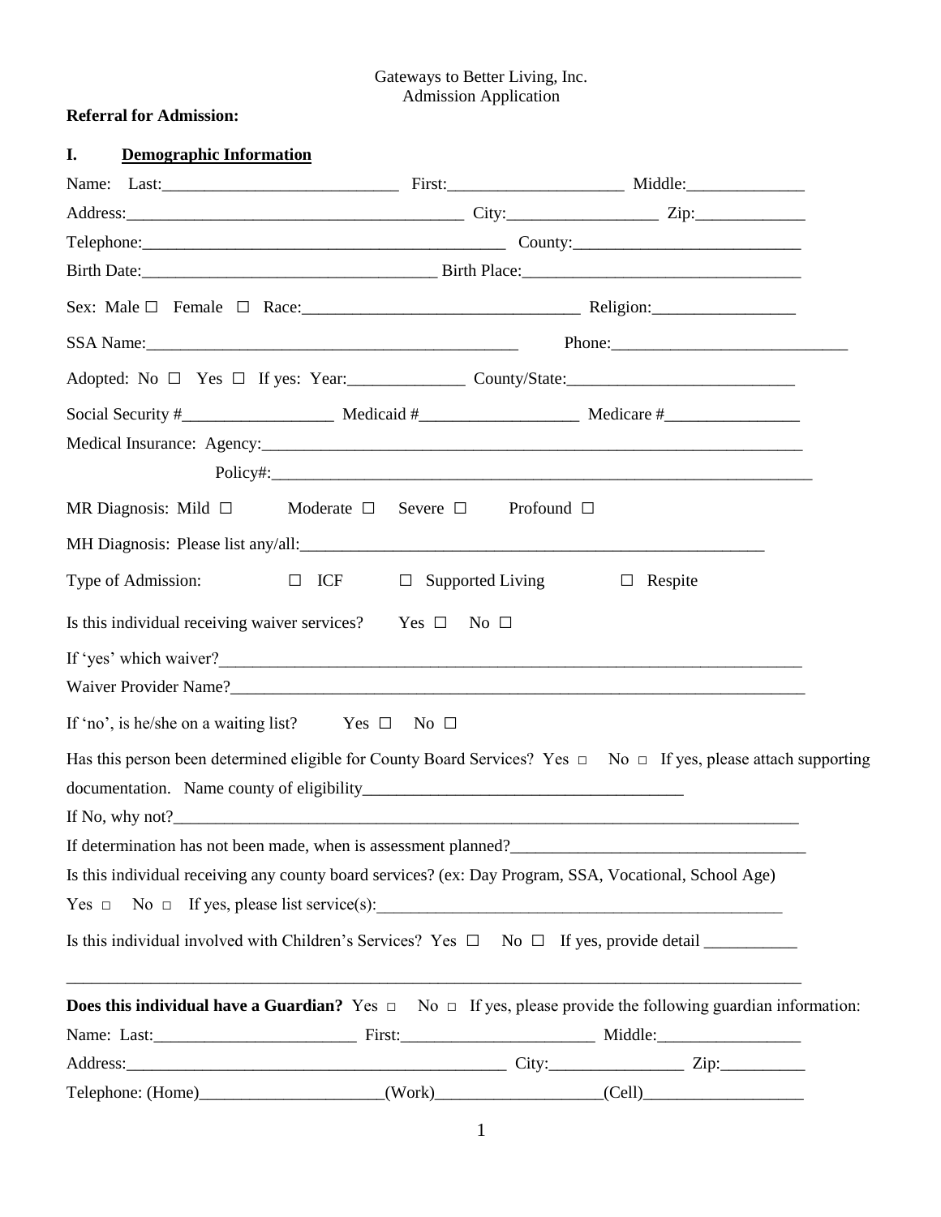Gateways to Better Living, Inc.
Admission Application

**Referral for Admission:**

## I. Demographic Information

Name: Last:____________________________ First:_____________________ Middle:______________

Address:________________________________________ City:__________________ Zip:_____________

Telephone:____________________________________________ County:___________________________

Birth Date:__________________________________ Birth Place:_________________________________

Sex: Male ☐ Female ☐ Race:________________________________ Religion:_________________

SSA Name:______________________________________________ Phone:___________________________

Adopted: No ☐ Yes ☐ If yes: Year:______________ County/State:___________________________

Social Security #__________________ Medicaid #___________________ Medicare #________________

Medical Insurance: Agency:_____________________________________________________________

Policy#:________________________________________________________________________

MR Diagnosis: Mild ☐ Moderate ☐ Severe ☐ Profound ☐

MH Diagnosis: Please list any/all:________________________________________________________

Type of Admission: ☐ ICF ☐ Supported Living ☐ Respite

Is this individual receiving waiver services? Yes ☐ No ☐

If 'yes' which waiver?______________________________________________________________________

Waiver Provider Name?______________________________________________________________________

If 'no', is he/she on a waiting list? Yes ☐ No ☐

Has this person been determined eligible for County Board Services? Yes ☐ No ☐ If yes, please attach supporting documentation. Name county of eligibility______________________________________

If No, why not?____________________________________________________________________________

If determination has not been made, when is assessment planned?___________________________________

Is this individual receiving any county board services? (ex: Day Program, SSA, Vocational, School Age)

Yes ☐ No ☐ If yes, please list service(s):__________________________________________________

Is this individual involved with Children's Services? Yes ☐ No ☐ If yes, provide detail ___________

___________________________________________________________________________________________

**Does this individual have a Guardian?** Yes ☐ No ☐ If yes, please provide the following guardian information:

Name: Last:________________________ First:_______________________ Middle:_________________

Address:______________________________________________ City:________________ Zip:__________

Telephone: (Home)______________________(Work)____________________(Cell)___________________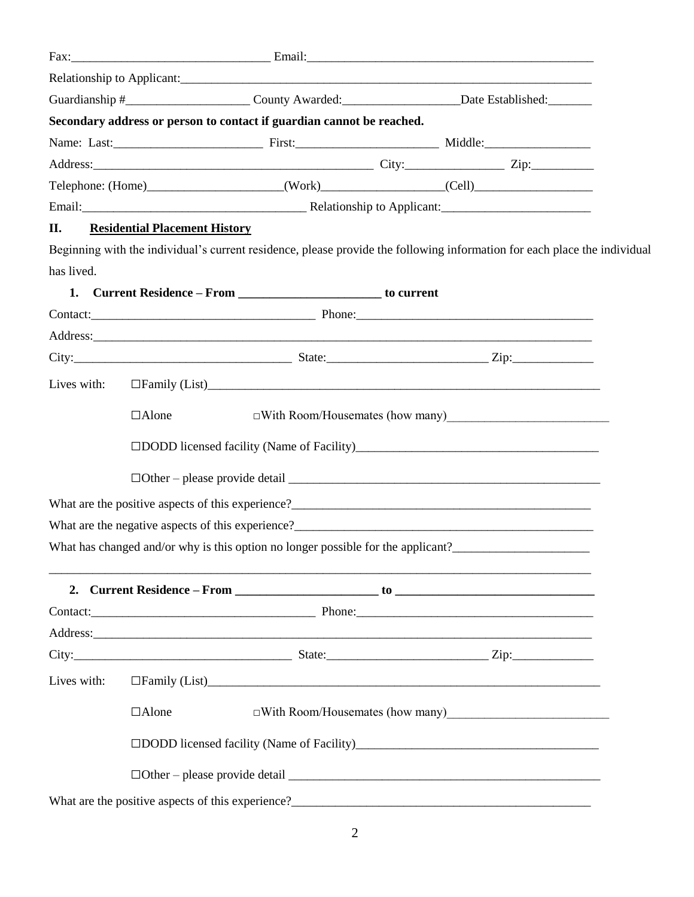Fax:_______________________________ Email:_____________________________________________

Relationship to Applicant:______________________________________________________________________

Guardianship #___________________ County Awarded:__________________Date Established:_______

**Secondary address or person to contact if guardian cannot be reached.**

Name: Last:________________________ First:______________________ Middle:_________________

Address:_____________________________________________ City:________________ Zip:__________

Telephone: (Home)_____________________(Work)___________________(Cell)___________________

Email:___________________________________ Relationship to Applicant:________________________

## II. Residential Placement History

Beginning with the individual's current residence, please provide the following information for each place the individual has lived.

**1. Current Residence – From ______________________ to current**

Contact:____________________________________ Phone:_______________________________________

Address:___________________________________________________________________________________

City:__________________________________ State:_________________________ Zip:_____________

Lives with: ☐Family (List)_________________________________________________________________

☐Alone ☐With Room/Housemates (how many)_________________________

☐DODD licensed facility (Name of Facility)______________________________________

☐Other – please provide detail ___________________________________________________

What are the positive aspects of this experience?_______________________________________________

What are the negative aspects of this experience?______________________________________________

What has changed and/or why is this option no longer possible for the applicant?______________________

___________________________________________________________________________________________

**2. Current Residence – From ______________________ to ________________________________**

Contact:____________________________________ Phone:_______________________________________

Address:___________________________________________________________________________________

City:__________________________________ State:_________________________ Zip:_____________

Lives with: ☐Family (List)_________________________________________________________________

☐Alone ☐With Room/Housemates (how many)_________________________

☐DODD licensed facility (Name of Facility)______________________________________

☐Other – please provide detail ___________________________________________________

What are the positive aspects of this experience?_______________________________________________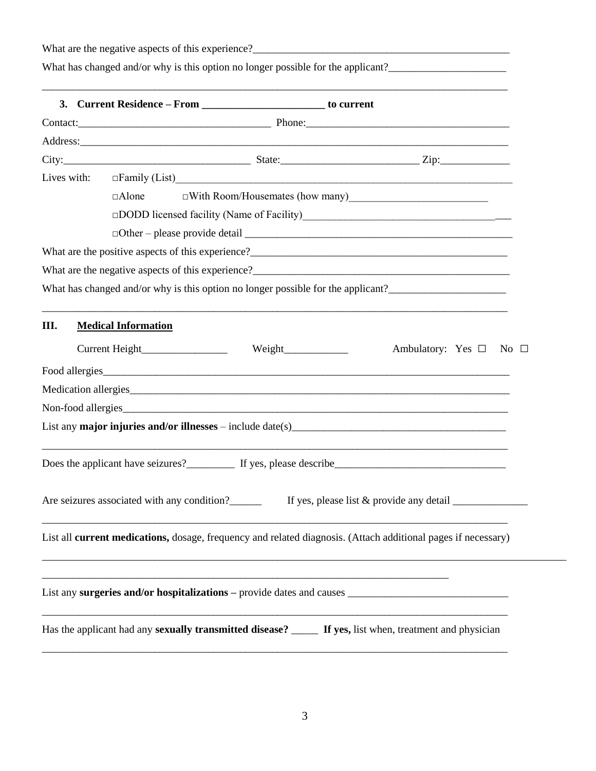What are the negative aspects of this experience?_______________________________________________

What has changed and/or why is this option no longer possible for the applicant?______________________

_____________________________________________________________________________________

**3. Current Residence – From ______________________ to current**

Contact:___________________________________ Phone:_____________________________________

Address:_____________________________________________________________________________

City:___________________________________ State:_________________________ Zip:_____________

Lives with: □Family (List)_________________________________________________________________

□Alone □With Room/Housemates (how many)__________________________

□DODD licensed facility (Name of Facility)____________________________________

□Other – please provide detail _________________________________________________

What are the positive aspects of this experience?_______________________________________________

What are the negative aspects of this experience?_______________________________________________

What has changed and/or why is this option no longer possible for the applicant?______________________

_____________________________________________________________________________________

## III. Medical Information

Current Height________________ Weight____________ Ambulatory: Yes ☐ No ☐

Food allergies__________________________________________________________________________

Medication allergies______________________________________________________________________

Non-food allergies_______________________________________________________________________

List any **major injuries and/or illnesses** – include date(s)_________________________________________

_____________________________________________________________________________________

Does the applicant have seizures?_________ If yes, please describe________________________________

Are seizures associated with any condition?______ If yes, please list & provide any detail ______________

_____________________________________________________________________________________

List all **current medications,** dosage, frequency and related diagnosis. (Attach additional pages if necessary)

_____________________________________________________________________________________

_____________________________________________________________________________________

List any **surgeries and/or hospitalizations –** provide dates and causes _____________________________

_____________________________________________________________________________________

Has the applicant had any **sexually transmitted disease?** _____ **If yes,** list when, treatment and physician

_____________________________________________________________________________________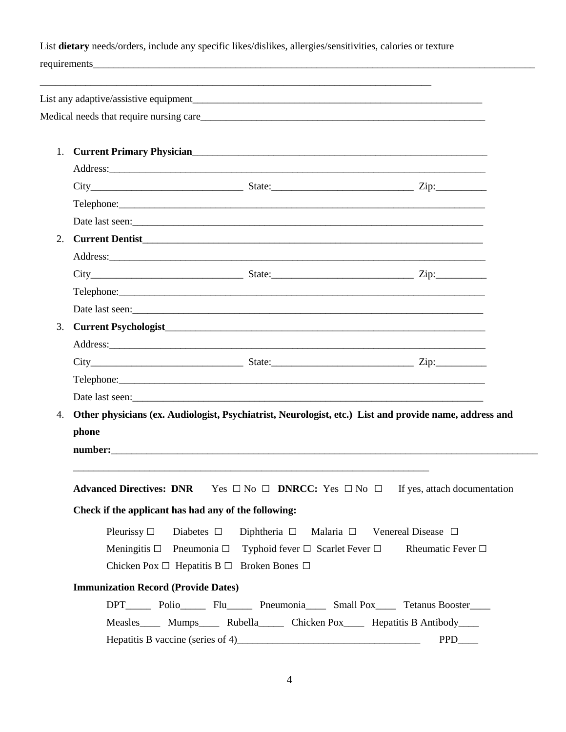List **dietary** needs/orders, include any specific likes/dislikes, allergies/sensitivities, calories or texture requirements_______________________________________________________________________________________

______________________________________________________________________________

List any adaptive/assistive equipment___________________________________________________________

Medical needs that require nursing care__________________________________________________________

1. **Current Primary Physician**___________________________________________________________
   Address:_______________________________________________________________________________
   City______________________________ State:___________________________ Zip:__________
   Telephone:_____________________________________________________________________________
   Date last seen:__________________________________________________________________________
2. **Current Dentist**_________________________________________________________________________
   Address:_______________________________________________________________________________
   City______________________________ State:___________________________ Zip:__________
   Telephone:_____________________________________________________________________________
   Date last seen:__________________________________________________________________________
3. **Current Psychologist**____________________________________________________________________
   Address:_______________________________________________________________________________
   City______________________________ State:___________________________ Zip:__________
   Telephone:_____________________________________________________________________________
   Date last seen:__________________________________________________________________________
4. **Other physicians (ex. Audiologist, Psychiatrist, Neurologist, etc.) List and provide name, address and phone number:**___________________________________________________________________________

   ________________________________________________________________________

   **Advanced Directives: DNR** Yes ☐ No ☐ **DNRCC:** Yes ☐ No ☐ If yes, attach documentation

   **Check if the applicant has had any of the following:**

   Pleurissy ☐ Diabetes ☐ Diphtheria ☐ Malaria ☐ Venereal Disease ☐
   Meningitis ☐ Pneumonia ☐ Typhoid fever ☐ Scarlet Fever ☐ Rheumatic Fever ☐
   Chicken Pox ☐ Hepatitis B ☐ Broken Bones ☐

   **Immunization Record (Provide Dates)**

   DPT_____ Polio_____ Flu_____ Pneumonia____ Small Pox____ Tetanus Booster____
   Measles____ Mumps____ Rubella_____ Chicken Pox____ Hepatitis B Antibody____
   Hepatitis B vaccine (series of 4)____________________________________ PPD____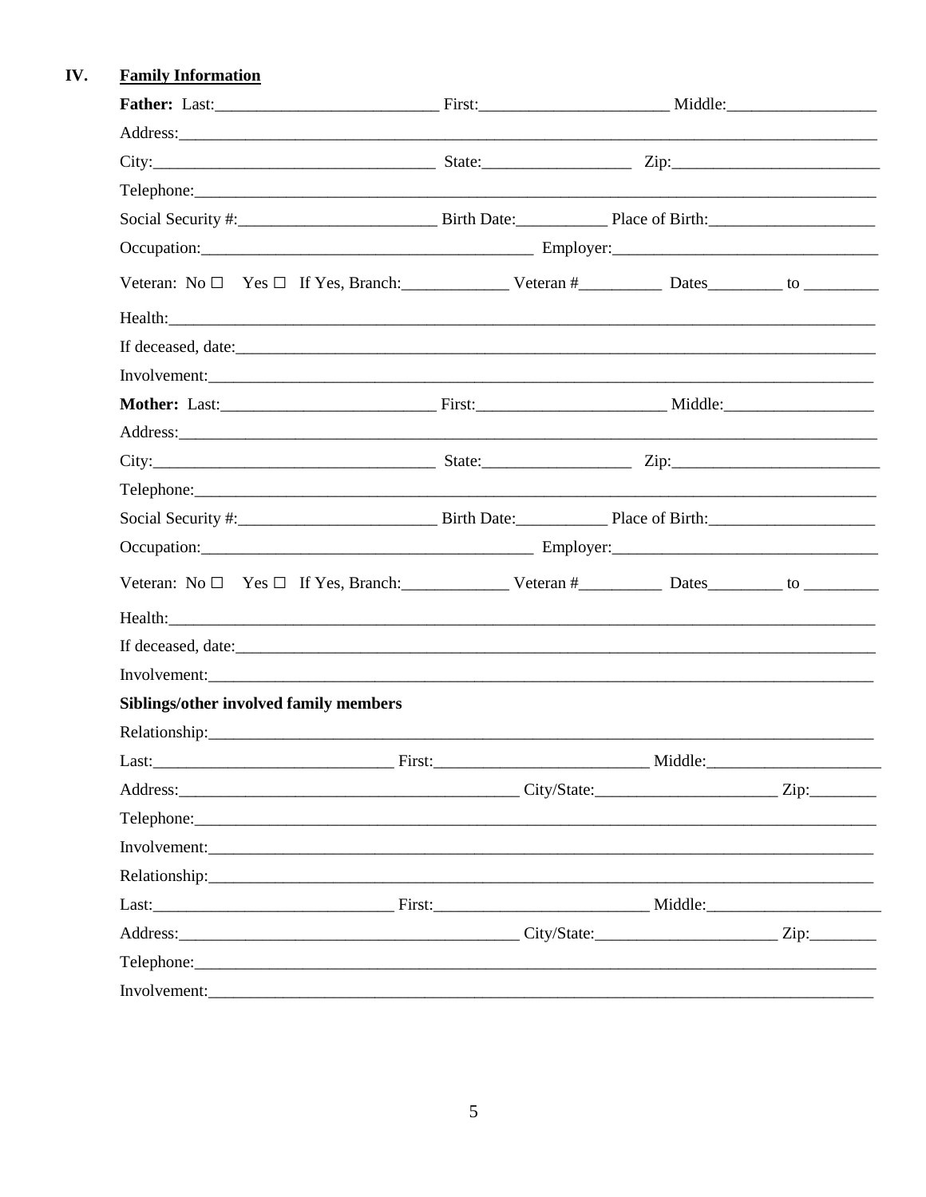## IV. Family Information

**Father:** Last:___________________________ First:_______________________ Middle:__________________

Address:___________________________________________________________________________________

City:__________________________________ State:__________________ Zip:_________________________

Telephone:_________________________________________________________________________________

Social Security #:________________________ Birth Date:___________ Place of Birth:____________________

Occupation:________________________________________ Employer:_______________________________

Veteran: No ☐ Yes ☐ If Yes, Branch:_____________ Veteran #__________ Dates_________ to _________

Health:____________________________________________________________________________________

If deceased, date:___________________________________________________________________________

Involvement:_______________________________________________________________________________

**Mother:** Last:__________________________ First:_______________________ Middle:__________________

Address:___________________________________________________________________________________

City:__________________________________ State:__________________ Zip:_________________________

Telephone:_________________________________________________________________________________

Social Security #:________________________ Birth Date:___________ Place of Birth:____________________

Occupation:________________________________________ Employer:_______________________________

Veteran: No ☐ Yes ☐ If Yes, Branch:_____________ Veteran #__________ Dates_________ to _________

Health:____________________________________________________________________________________

If deceased, date:___________________________________________________________________________

Involvement:_______________________________________________________________________________

**Siblings/other involved family members**

Relationship:_______________________________________________________________________________

Last:_____________________________ First:__________________________ Middle:_____________________

Address:_________________________________________ City/State:______________________ Zip:________

Telephone:_________________________________________________________________________________

Involvement:_______________________________________________________________________________

Relationship:_______________________________________________________________________________

Last:_____________________________ First:__________________________ Middle:_____________________

Address:_________________________________________ City/State:______________________ Zip:________

Telephone:_________________________________________________________________________________

Involvement:_______________________________________________________________________________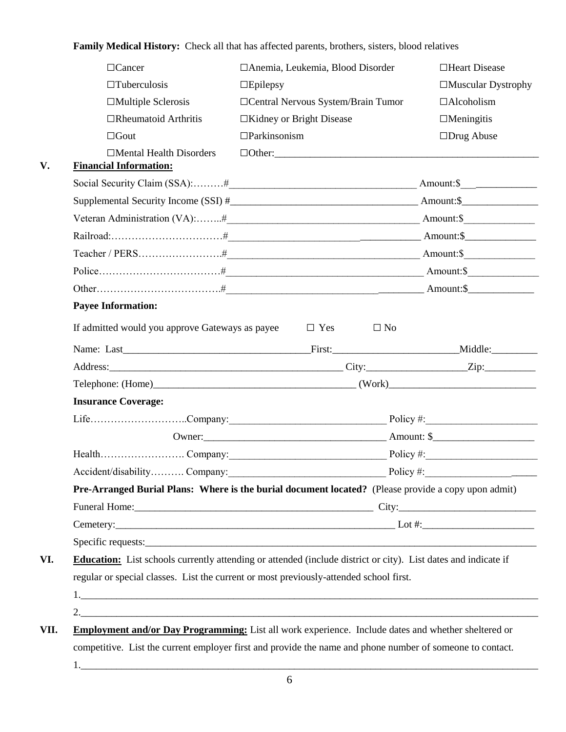**Family Medical History:** Check all that has affected parents, brothers, sisters, blood relatives

| | | |
|---|---|---|
| ☐Cancer | ☐Anemia, Leukemia, Blood Disorder | ☐Heart Disease |
| ☐Tuberculosis | ☐Epilepsy | ☐Muscular Dystrophy |
| ☐Multiple Sclerosis | ☐Central Nervous System/Brain Tumor | ☐Alcoholism |
| ☐Rheumatoid Arthritis | ☐Kidney or Bright Disease | ☐Meningitis |
| ☐Gout | ☐Parkinsonism | ☐Drug Abuse |
| ☐Mental Health Disorders | ☐Other:________________________ | |

## V. Financial Information:

Social Security Claim (SSA):……….#___________________________________ Amount:$_______________

Supplemental Security Income (SSI) #___________________________________ Amount:$_______________

Veteran Administration (VA):……..#___________________________________ Amount:$_______________

Railroad:……………………………#___________________________________ Amount:$_______________

Teacher / PERS…………………….#___________________________________ Amount:$_______________

Police………………………………#___________________________________ Amount:$_______________

Other……………………………….#___________________________________ Amount:$_______________

**Payee Information:**

If admitted would you approve Gateways as payee ☐ Yes ☐ No

Name: Last___________________________________First:________________________Middle:_________

Address:_____________________________________________ City:___________________Zip:__________

Telephone: (Home)_______________________________________ (Work)____________________________

**Insurance Coverage:**

Life………………………..Company:______________________________ Policy #:______________________

Owner:___________________________________ Amount: $____________________

Health……………………. Company:______________________________ Policy #:______________________

Accident/disability………. Company:______________________________ Policy #:______________________

**Pre-Arranged Burial Plans: Where is the burial document located?** (Please provide a copy upon admit)

Funeral Home:_______________________________________________ City:__________________________

Cemetery:________________________________________________________ Lot #:______________________

Specific requests:________________________________________________________________________________

## VI. Education:

List schools currently attending or attended (include district or city). List dates and indicate if regular or special classes. List the current or most previously-attended school first.

1.________________________________________________________________________________________

2.________________________________________________________________________________________

## VII. Employment and/or Day Programming:

List all work experience. Include dates and whether sheltered or competitive. List the current employer first and provide the name and phone number of someone to contact.

1.________________________________________________________________________________________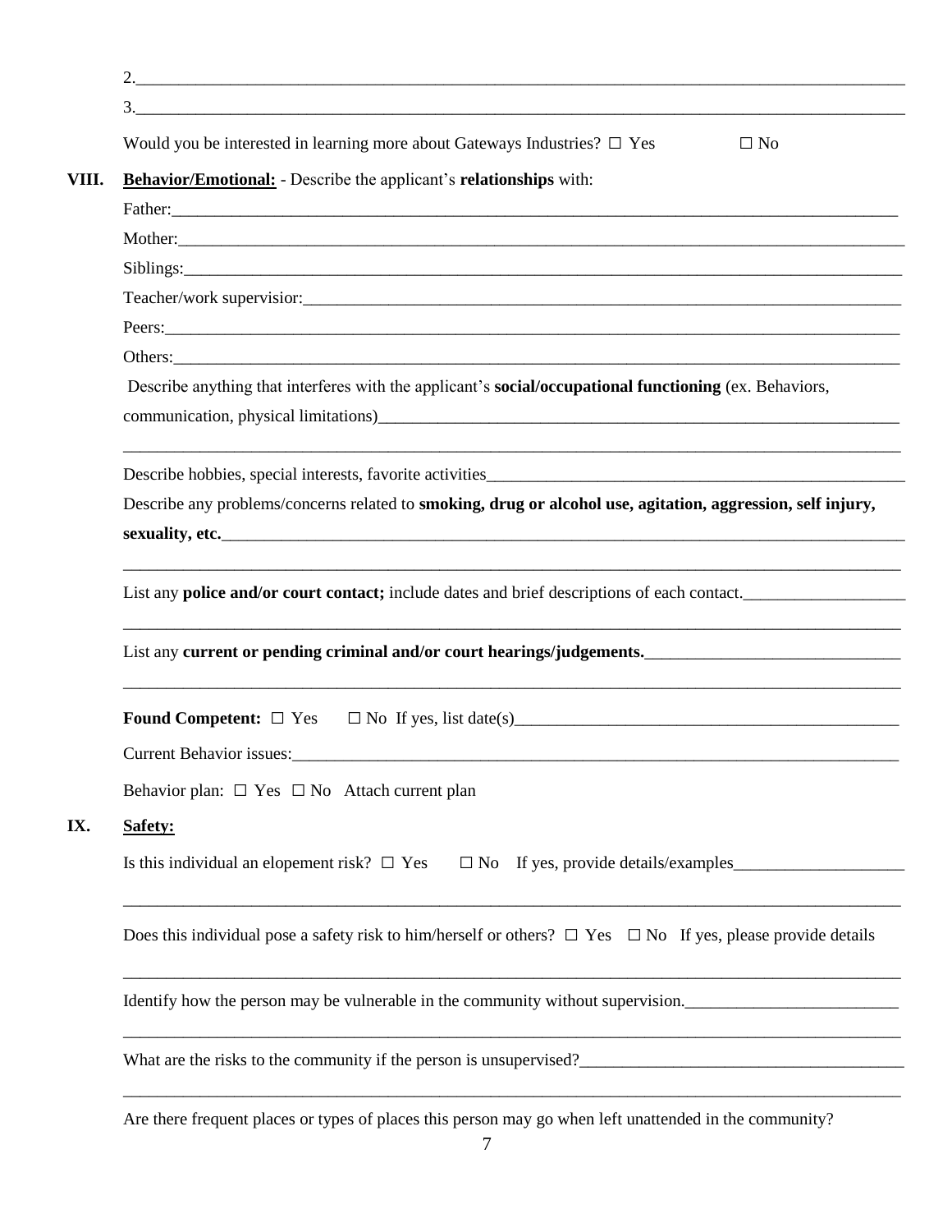2.\_\_\_\_\_\_\_\_\_\_\_\_\_\_\_\_\_\_\_\_\_\_\_\_\_\_\_\_\_\_\_\_\_\_\_\_\_\_\_\_\_\_\_\_

3.\_\_\_\_\_\_\_\_\_\_\_\_\_\_\_\_\_\_\_\_\_\_\_\_\_\_\_\_\_\_\_\_\_\_\_\_\_\_\_\_\_\_\_\_

Would you be interested in learning more about Gateways Industries? ☐ Yes ☐ No

## VIII. Behavior/Emotional: - Describe the applicant's **relationships** with:

Father:\_\_\_\_\_\_\_\_\_\_\_\_\_\_\_\_\_\_\_\_\_\_\_\_\_\_\_\_\_\_\_\_\_\_\_\_\_\_\_\_\_\_\_\_

Mother:\_\_\_\_\_\_\_\_\_\_\_\_\_\_\_\_\_\_\_\_\_\_\_\_\_\_\_\_\_\_\_\_\_\_\_\_\_\_\_\_\_\_\_\_

Siblings:\_\_\_\_\_\_\_\_\_\_\_\_\_\_\_\_\_\_\_\_\_\_\_\_\_\_\_\_\_\_\_\_\_\_\_\_\_\_\_\_\_\_\_\_

Teacher/work supervisior:\_\_\_\_\_\_\_\_\_\_\_\_\_\_\_\_\_\_\_\_\_\_\_\_\_\_\_\_\_\_\_\_\_\_\_\_

Peers:\_\_\_\_\_\_\_\_\_\_\_\_\_\_\_\_\_\_\_\_\_\_\_\_\_\_\_\_\_\_\_\_\_\_\_\_\_\_\_\_\_\_\_\_

Others:\_\_\_\_\_\_\_\_\_\_\_\_\_\_\_\_\_\_\_\_\_\_\_\_\_\_\_\_\_\_\_\_\_\_\_\_\_\_\_\_\_\_\_\_

Describe anything that interferes with the applicant's **social/occupational functioning** (ex. Behaviors, communication, physical limitations)\_\_\_\_\_\_\_\_\_\_\_\_\_\_\_\_\_\_\_\_\_\_\_\_\_\_\_\_\_\_\_\_

\_\_\_\_\_\_\_\_\_\_\_\_\_\_\_\_\_\_\_\_\_\_\_\_\_\_\_\_\_\_\_\_\_\_\_\_\_\_\_\_\_\_\_\_

Describe hobbies, special interests, favorite activities\_\_\_\_\_\_\_\_\_\_\_\_\_\_\_\_\_\_\_\_\_\_\_\_\_\_\_\_

Describe any problems/concerns related to **smoking, drug or alcohol use, agitation, aggression, self injury, sexuality, etc.**\_\_\_\_\_\_\_\_\_\_\_\_\_\_\_\_\_\_\_\_\_\_\_\_\_\_\_\_\_\_\_\_\_\_\_\_\_\_\_\_

\_\_\_\_\_\_\_\_\_\_\_\_\_\_\_\_\_\_\_\_\_\_\_\_\_\_\_\_\_\_\_\_\_\_\_\_\_\_\_\_\_\_\_\_

List any **police and/or court contact;** include dates and brief descriptions of each contact.\_\_\_\_\_\_\_\_\_\_\_\_\_\_\_\_\_\_\_\_

\_\_\_\_\_\_\_\_\_\_\_\_\_\_\_\_\_\_\_\_\_\_\_\_\_\_\_\_\_\_\_\_\_\_\_\_\_\_\_\_\_\_\_\_

List any **current or pending criminal and/or court hearings/judgements.**\_\_\_\_\_\_\_\_\_\_\_\_\_\_\_\_\_\_\_\_\_\_\_\_

\_\_\_\_\_\_\_\_\_\_\_\_\_\_\_\_\_\_\_\_\_\_\_\_\_\_\_\_\_\_\_\_\_\_\_\_\_\_\_\_\_\_\_\_

**Found Competent:** ☐ Yes ☐ No If yes, list date(s)\_\_\_\_\_\_\_\_\_\_\_\_\_\_\_\_\_\_\_\_\_\_\_\_\_\_\_\_

Current Behavior issues:\_\_\_\_\_\_\_\_\_\_\_\_\_\_\_\_\_\_\_\_\_\_\_\_\_\_\_\_\_\_\_\_\_\_\_\_\_\_

Behavior plan: ☐ Yes ☐ No Attach current plan

## IX. Safety:

Is this individual an elopement risk? ☐ Yes ☐ No If yes, provide details/examples\_\_\_\_\_\_\_\_\_\_\_\_\_\_\_\_\_\_\_\_

\_\_\_\_\_\_\_\_\_\_\_\_\_\_\_\_\_\_\_\_\_\_\_\_\_\_\_\_\_\_\_\_\_\_\_\_\_\_\_\_\_\_\_\_

Does this individual pose a safety risk to him/herself or others? ☐ Yes ☐ No If yes, please provide details

\_\_\_\_\_\_\_\_\_\_\_\_\_\_\_\_\_\_\_\_\_\_\_\_\_\_\_\_\_\_\_\_\_\_\_\_\_\_\_\_\_\_\_\_

Identify how the person may be vulnerable in the community without supervision.\_\_\_\_\_\_\_\_\_\_\_\_\_\_\_\_\_\_\_\_\_\_\_\_\_

\_\_\_\_\_\_\_\_\_\_\_\_\_\_\_\_\_\_\_\_\_\_\_\_\_\_\_\_\_\_\_\_\_\_\_\_\_\_\_\_\_\_\_\_

What are the risks to the community if the person is unsupervised?\_\_\_\_\_\_\_\_\_\_\_\_\_\_\_\_\_\_\_\_\_\_\_\_\_\_\_\_\_\_

\_\_\_\_\_\_\_\_\_\_\_\_\_\_\_\_\_\_\_\_\_\_\_\_\_\_\_\_\_\_\_\_\_\_\_\_\_\_\_\_\_\_\_\_

Are there frequent places or types of places this person may go when left unattended in the community?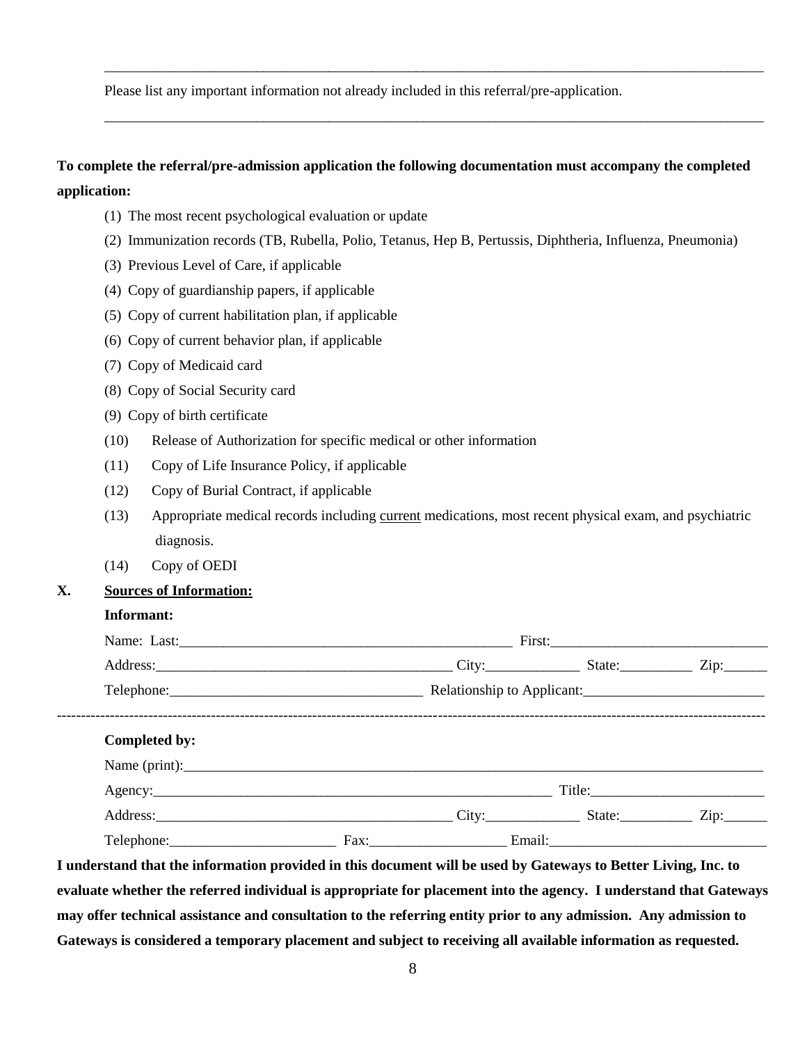\_\_\_\_\_\_\_\_\_\_\_\_\_\_\_\_\_\_\_\_\_\_\_\_\_\_\_\_\_\_\_\_\_\_\_\_\_\_\_\_\_\_\_\_\_\_\_\_\_\_\_\_\_\_\_\_\_\_\_\_\_\_\_\_\_\_\_\_\_\_\_\_\_\_\_\_\_\_\_\_\_\_\_\_\_\_\_\_\_\_\_\_

Please list any important information not already included in this referral/pre-application.

\_\_\_\_\_\_\_\_\_\_\_\_\_\_\_\_\_\_\_\_\_\_\_\_\_\_\_\_\_\_\_\_\_\_\_\_\_\_\_\_\_\_\_\_\_\_\_\_\_\_\_\_\_\_\_\_\_\_\_\_\_\_\_\_\_\_\_\_\_\_\_\_\_\_\_\_\_\_\_\_\_\_\_\_\_\_\_\_\_\_\_\_

**To complete the referral/pre-admission application the following documentation must accompany the completed application:**

(1) The most recent psychological evaluation or update
(2) Immunization records (TB, Rubella, Polio, Tetanus, Hep B, Pertussis, Diphtheria, Influenza, Pneumonia)
(3) Previous Level of Care, if applicable
(4) Copy of guardianship papers, if applicable
(5) Copy of current habilitation plan, if applicable
(6) Copy of current behavior plan, if applicable
(7) Copy of Medicaid card
(8) Copy of Social Security card
(9) Copy of birth certificate
(10) Release of Authorization for specific medical or other information
(11) Copy of Life Insurance Policy, if applicable
(12) Copy of Burial Contract, if applicable
(13) Appropriate medical records including current medications, most recent physical exam, and psychiatric diagnosis.
(14) Copy of OEDI

**X. Sources of Information:**

**Informant:**

Name: Last:\_\_\_\_\_\_\_\_\_\_\_\_\_\_\_\_\_\_\_\_\_\_\_\_\_\_\_\_\_\_\_\_\_\_\_\_\_\_\_\_\_\_\_\_ First:\_\_\_\_\_\_\_\_\_\_\_\_\_\_\_\_\_\_\_\_\_\_\_\_\_\_\_\_\_\_

Address:\_\_\_\_\_\_\_\_\_\_\_\_\_\_\_\_\_\_\_\_\_\_\_\_\_\_\_\_\_\_\_\_\_\_\_\_\_\_\_\_\_ City:\_\_\_\_\_\_\_\_\_\_\_\_\_ State:\_\_\_\_\_\_\_\_\_\_ Zip:\_\_\_\_\_\_

Telephone:\_\_\_\_\_\_\_\_\_\_\_\_\_\_\_\_\_\_\_\_\_\_\_\_\_\_\_\_\_\_\_\_\_\_\_ Relationship to Applicant:\_\_\_\_\_\_\_\_\_\_\_\_\_\_\_\_\_\_\_\_\_\_\_\_\_

---

**Completed by:**

Name (print):\_\_\_\_\_\_\_\_\_\_\_\_\_\_\_\_\_\_\_\_\_\_\_\_\_\_\_\_\_\_\_\_\_\_\_\_\_\_\_\_\_\_\_\_\_\_\_\_\_\_\_\_\_\_\_\_\_\_\_\_\_\_\_\_\_\_\_\_\_\_\_\_\_\_\_\_\_\_\_\_

Agency:\_\_\_\_\_\_\_\_\_\_\_\_\_\_\_\_\_\_\_\_\_\_\_\_\_\_\_\_\_\_\_\_\_\_\_\_\_\_\_\_\_\_\_\_\_\_\_\_\_\_\_\_\_\_\_ Title:\_\_\_\_\_\_\_\_\_\_\_\_\_\_\_\_\_\_\_\_\_\_\_\_

Address:\_\_\_\_\_\_\_\_\_\_\_\_\_\_\_\_\_\_\_\_\_\_\_\_\_\_\_\_\_\_\_\_\_\_\_\_\_\_\_\_\_ City:\_\_\_\_\_\_\_\_\_\_\_\_\_ State:\_\_\_\_\_\_\_\_\_\_ Zip:\_\_\_\_\_\_

Telephone:\_\_\_\_\_\_\_\_\_\_\_\_\_\_\_\_\_\_\_\_\_\_\_ Fax:\_\_\_\_\_\_\_\_\_\_\_\_\_\_\_\_\_\_\_ Email:\_\_\_\_\_\_\_\_\_\_\_\_\_\_\_\_\_\_\_\_\_\_\_\_\_\_\_\_\_\_

**I understand that the information provided in this document will be used by Gateways to Better Living, Inc. to evaluate whether the referred individual is appropriate for placement into the agency. I understand that Gateways may offer technical assistance and consultation to the referring entity prior to any admission. Any admission to Gateways is considered a temporary placement and subject to receiving all available information as requested.**